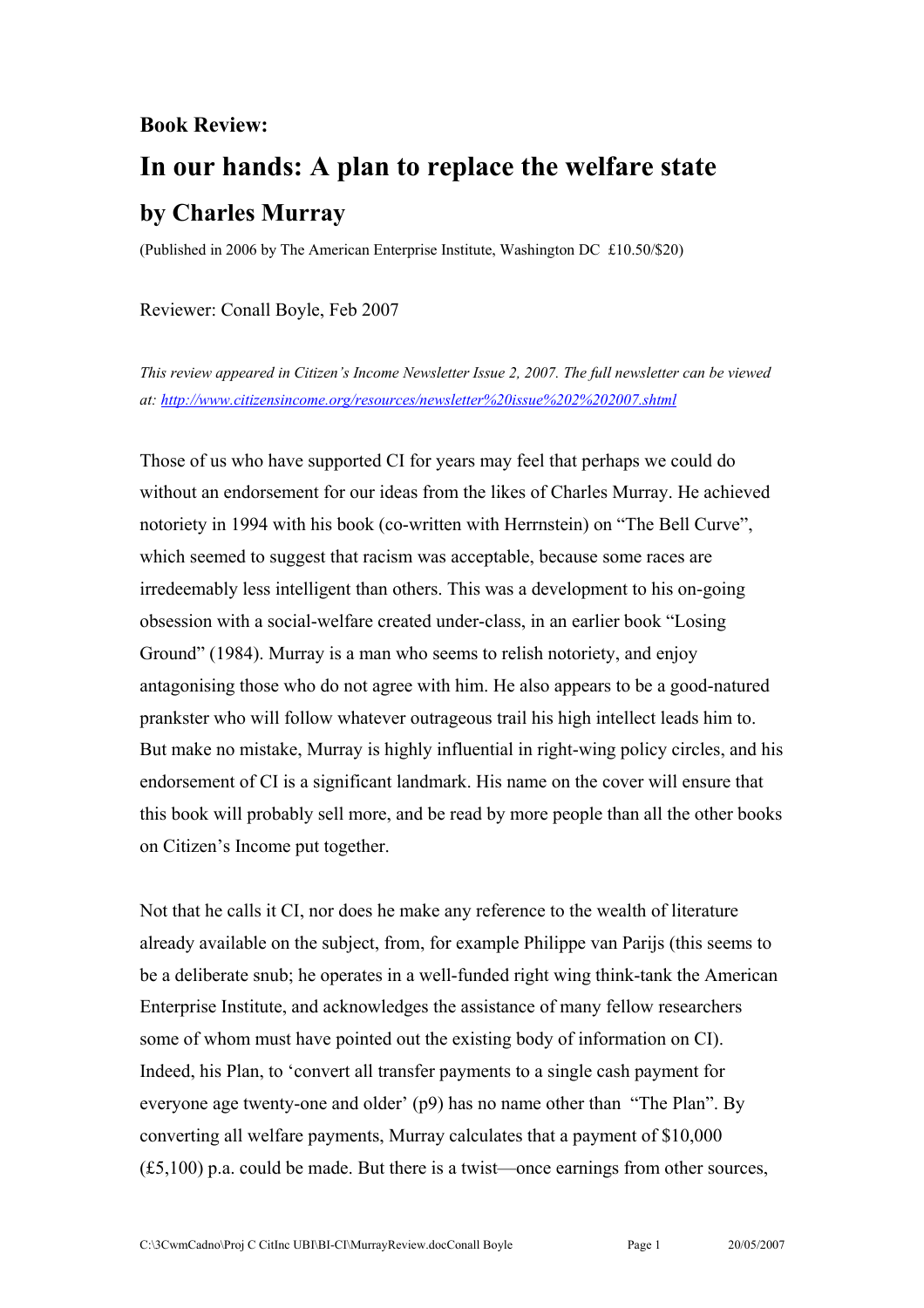**Book Review:**

# In our hands: A plan to replace the welfare state

## by Charles Murray

(Published in 2006 by The American Enterprise Institute, Washington DC £10.50/$20)

Reviewer: Conall Boyle, Feb 2007

*This review appeared in Citizen's Income Newsletter Issue 2, 2007. The full newsletter can be viewed at: [http://www.citizensincome.org/resources/newsletter%20issue%202%202007.shtml](http://www.citizensincome.org/resources/newsletter%20issue%202%202007.shtml)*

Those of us who have supported CI for years may feel that perhaps we could do without an endorsement for our ideas from the likes of Charles Murray. He achieved notoriety in 1994 with his book (co-written with Herrnstein) on "The Bell Curve", which seemed to suggest that racism was acceptable, because some races are irredeemably less intelligent than others. This was a development to his on-going obsession with a social-welfare created under-class, in an earlier book "Losing Ground" (1984). Murray is a man who seems to relish notoriety, and enjoy antagonising those who do not agree with him. He also appears to be a good-natured prankster who will follow whatever outrageous trail his high intellect leads him to. But make no mistake, Murray is highly influential in right-wing policy circles, and his endorsement of CI is a significant landmark. His name on the cover will ensure that this book will probably sell more, and be read by more people than all the other books on Citizen's Income put together.

Not that he calls it CI, nor does he make any reference to the wealth of literature already available on the subject, from, for example Philippe van Parijs (this seems to be a deliberate snub; he operates in a well-funded right wing think-tank the American Enterprise Institute, and acknowledges the assistance of many fellow researchers some of whom must have pointed out the existing body of information on CI). Indeed, his Plan, to 'convert all transfer payments to a single cash payment for everyone age twenty-one and older' (p9) has no name other than "The Plan". By converting all welfare payments, Murray calculates that a payment of $10,000 (£5,100) p.a. could be made. But there is a twist—once earnings from other sources,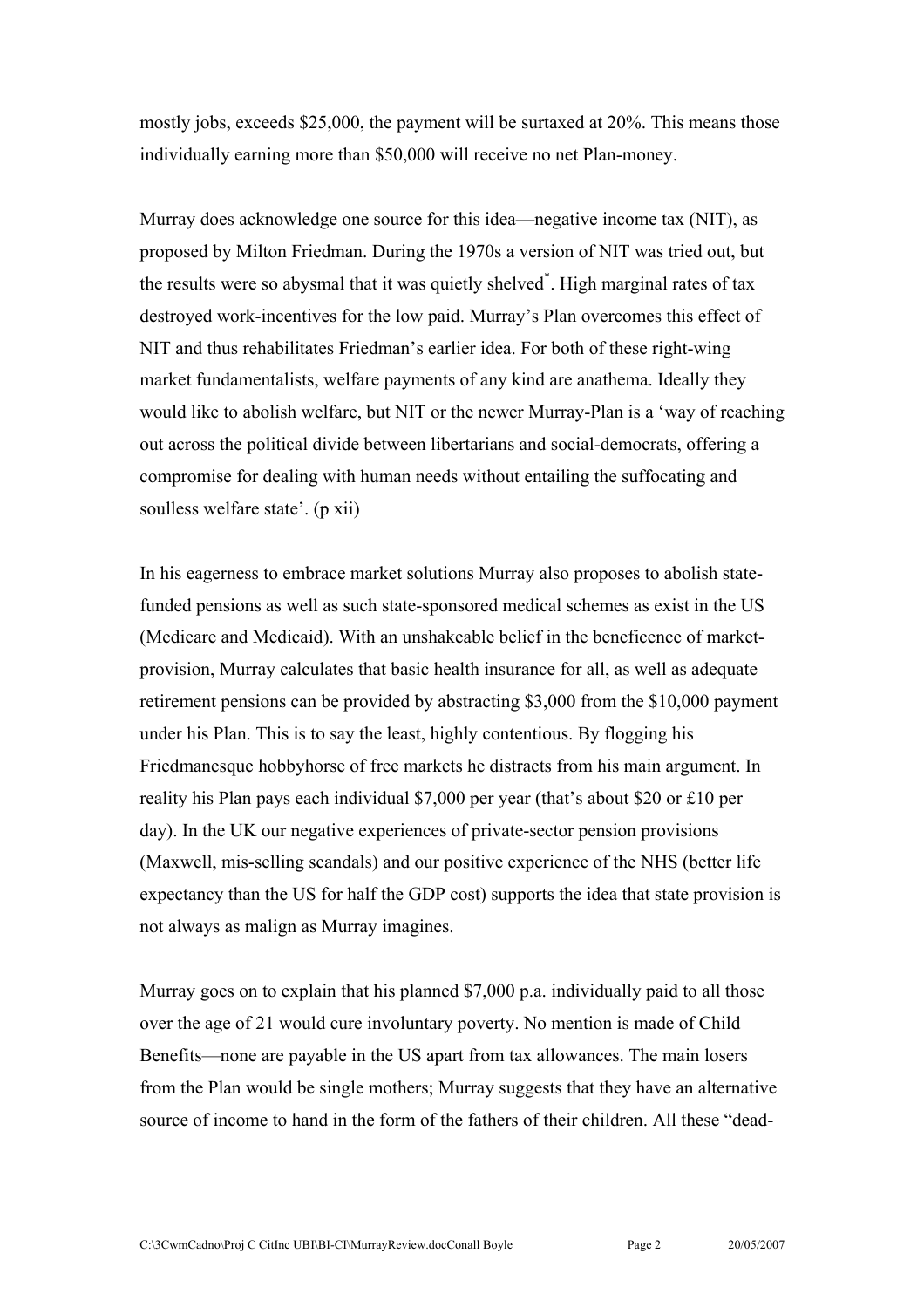mostly jobs, exceeds $25,000, the payment will be surtaxed at 20%. This means those individually earning more than $50,000 will receive no net Plan-money.

Murray does acknowledge one source for this idea—negative income tax (NIT), as proposed by Milton Friedman. During the 1970s a version of NIT was tried out, but the results were so abysmal that it was quietly shelved*. High marginal rates of tax destroyed work-incentives for the low paid. Murray's Plan overcomes this effect of NIT and thus rehabilitates Friedman's earlier idea. For both of these right-wing market fundamentalists, welfare payments of any kind are anathema. Ideally they would like to abolish welfare, but NIT or the newer Murray-Plan is a 'way of reaching out across the political divide between libertarians and social-democrats, offering a compromise for dealing with human needs without entailing the suffocating and soulless welfare state'. (p xii)

In his eagerness to embrace market solutions Murray also proposes to abolish state-funded pensions as well as such state-sponsored medical schemes as exist in the US (Medicare and Medicaid). With an unshakeable belief in the beneficence of market-provision, Murray calculates that basic health insurance for all, as well as adequate retirement pensions can be provided by abstracting $3,000 from the $10,000 payment under his Plan. This is to say the least, highly contentious. By flogging his Friedmanesque hobbyhorse of free markets he distracts from his main argument. In reality his Plan pays each individual $7,000 per year (that's about $20 or £10 per day). In the UK our negative experiences of private-sector pension provisions (Maxwell, mis-selling scandals) and our positive experience of the NHS (better life expectancy than the US for half the GDP cost) supports the idea that state provision is not always as malign as Murray imagines.

Murray goes on to explain that his planned $7,000 p.a. individually paid to all those over the age of 21 would cure involuntary poverty. No mention is made of Child Benefits—none are payable in the US apart from tax allowances. The main losers from the Plan would be single mothers; Murray suggests that they have an alternative source of income to hand in the form of the fathers of their children. All these "dead-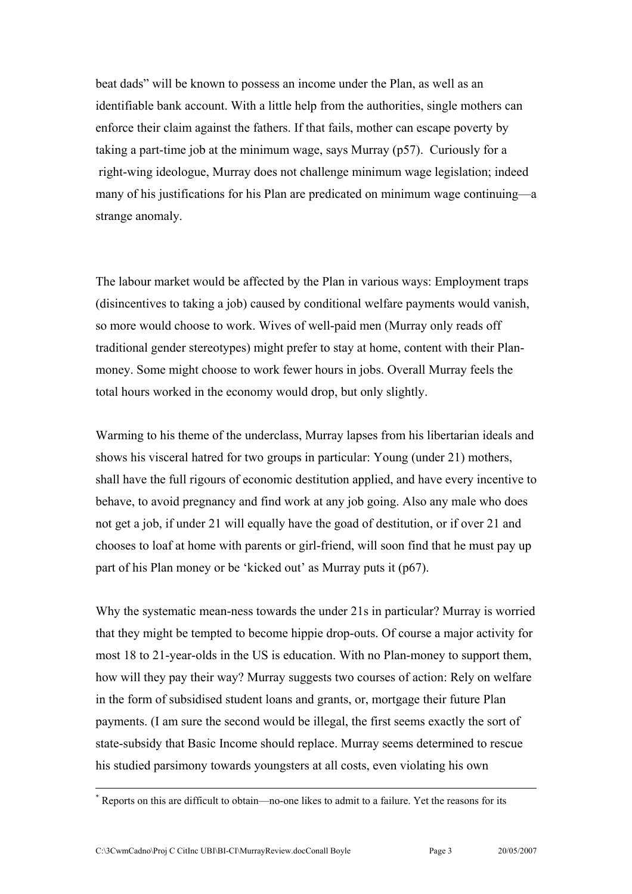beat dads" will be known to possess an income under the Plan, as well as an identifiable bank account. With a little help from the authorities, single mothers can enforce their claim against the fathers. If that fails, mother can escape poverty by taking a part-time job at the minimum wage, says Murray (p57). Curiously for a right-wing ideologue, Murray does not challenge minimum wage legislation; indeed many of his justifications for his Plan are predicated on minimum wage continuing—a strange anomaly.

The labour market would be affected by the Plan in various ways: Employment traps (disincentives to taking a job) caused by conditional welfare payments would vanish, so more would choose to work. Wives of well-paid men (Murray only reads off traditional gender stereotypes) might prefer to stay at home, content with their Plan-money. Some might choose to work fewer hours in jobs. Overall Murray feels the total hours worked in the economy would drop, but only slightly.

Warming to his theme of the underclass, Murray lapses from his libertarian ideals and shows his visceral hatred for two groups in particular: Young (under 21) mothers, shall have the full rigours of economic destitution applied, and have every incentive to behave, to avoid pregnancy and find work at any job going. Also any male who does not get a job, if under 21 will equally have the goad of destitution, or if over 21 and chooses to loaf at home with parents or girl-friend, will soon find that he must pay up part of his Plan money or be 'kicked out' as Murray puts it (p67).

Why the systematic mean-ness towards the under 21s in particular? Murray is worried that they might be tempted to become hippie drop-outs. Of course a major activity for most 18 to 21-year-olds in the US is education. With no Plan-money to support them, how will they pay their way? Murray suggests two courses of action: Rely on welfare in the form of subsidised student loans and grants, or, mortgage their future Plan payments. (I am sure the second would be illegal, the first seems exactly the sort of state-subsidy that Basic Income should replace. Murray seems determined to rescue his studied parsimony towards youngsters at all costs, even violating his own

* Reports on this are difficult to obtain—no-one likes to admit to a failure. Yet the reasons for its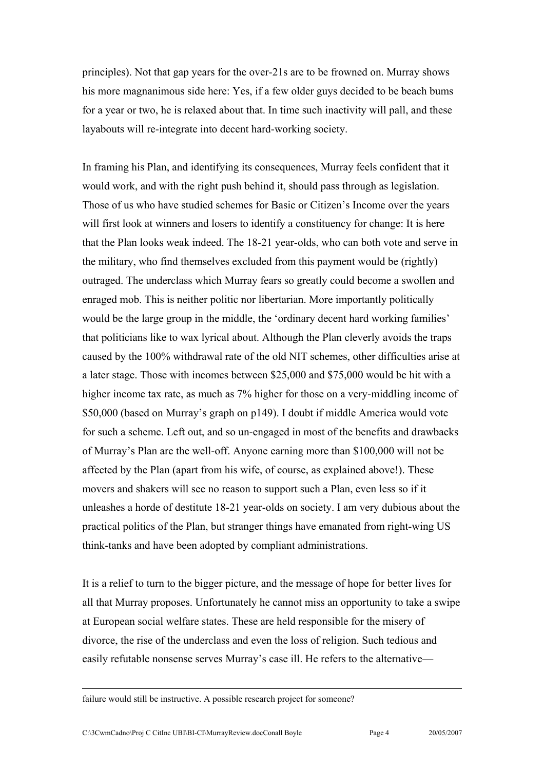principles). Not that gap years for the over-21s are to be frowned on. Murray shows his more magnanimous side here: Yes, if a few older guys decided to be beach bums for a year or two, he is relaxed about that. In time such inactivity will pall, and these layabouts will re-integrate into decent hard-working society.

In framing his Plan, and identifying its consequences, Murray feels confident that it would work, and with the right push behind it, should pass through as legislation. Those of us who have studied schemes for Basic or Citizen's Income over the years will first look at winners and losers to identify a constituency for change: It is here that the Plan looks weak indeed. The 18-21 year-olds, who can both vote and serve in the military, who find themselves excluded from this payment would be (rightly) outraged. The underclass which Murray fears so greatly could become a swollen and enraged mob. This is neither politic nor libertarian. More importantly politically would be the large group in the middle, the 'ordinary decent hard working families' that politicians like to wax lyrical about. Although the Plan cleverly avoids the traps caused by the 100% withdrawal rate of the old NIT schemes, other difficulties arise at a later stage. Those with incomes between $25,000 and $75,000 would be hit with a higher income tax rate, as much as 7% higher for those on a very-middling income of $50,000 (based on Murray's graph on p149). I doubt if middle America would vote for such a scheme. Left out, and so un-engaged in most of the benefits and drawbacks of Murray's Plan are the well-off. Anyone earning more than $100,000 will not be affected by the Plan (apart from his wife, of course, as explained above!). These movers and shakers will see no reason to support such a Plan, even less so if it unleashes a horde of destitute 18-21 year-olds on society. I am very dubious about the practical politics of the Plan, but stranger things have emanated from right-wing US think-tanks and have been adopted by compliant administrations.

It is a relief to turn to the bigger picture, and the message of hope for better lives for all that Murray proposes. Unfortunately he cannot miss an opportunity to take a swipe at European social welfare states. These are held responsible for the misery of divorce, the rise of the underclass and even the loss of religion. Such tedious and easily refutable nonsense serves Murray's case ill. He refers to the alternative—

---

failure would still be instructive. A possible research project for someone?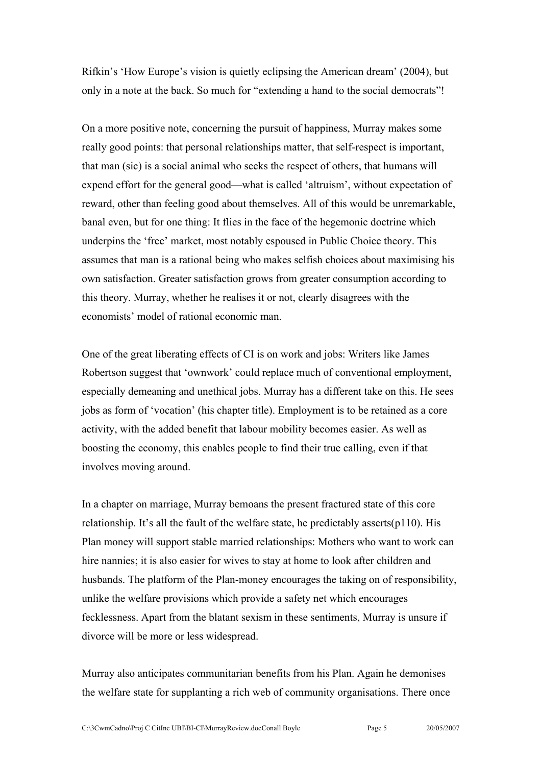Rifkin's 'How Europe's vision is quietly eclipsing the American dream' (2004), but only in a note at the back. So much for "extending a hand to the social democrats"!

On a more positive note, concerning the pursuit of happiness, Murray makes some really good points: that personal relationships matter, that self-respect is important, that man (sic) is a social animal who seeks the respect of others, that humans will expend effort for the general good—what is called 'altruism', without expectation of reward, other than feeling good about themselves. All of this would be unremarkable, banal even, but for one thing: It flies in the face of the hegemonic doctrine which underpins the 'free' market, most notably espoused in Public Choice theory. This assumes that man is a rational being who makes selfish choices about maximising his own satisfaction. Greater satisfaction grows from greater consumption according to this theory. Murray, whether he realises it or not, clearly disagrees with the economists' model of rational economic man.

One of the great liberating effects of CI is on work and jobs: Writers like James Robertson suggest that 'ownwork' could replace much of conventional employment, especially demeaning and unethical jobs. Murray has a different take on this. He sees jobs as form of 'vocation' (his chapter title). Employment is to be retained as a core activity, with the added benefit that labour mobility becomes easier. As well as boosting the economy, this enables people to find their true calling, even if that involves moving around.

In a chapter on marriage, Murray bemoans the present fractured state of this core relationship. It's all the fault of the welfare state, he predictably asserts(p110). His Plan money will support stable married relationships: Mothers who want to work can hire nannies; it is also easier for wives to stay at home to look after children and husbands. The platform of the Plan-money encourages the taking on of responsibility, unlike the welfare provisions which provide a safety net which encourages fecklessness. Apart from the blatant sexism in these sentiments, Murray is unsure if divorce will be more or less widespread.

Murray also anticipates communitarian benefits from his Plan. Again he demonises the welfare state for supplanting a rich web of community organisations. There once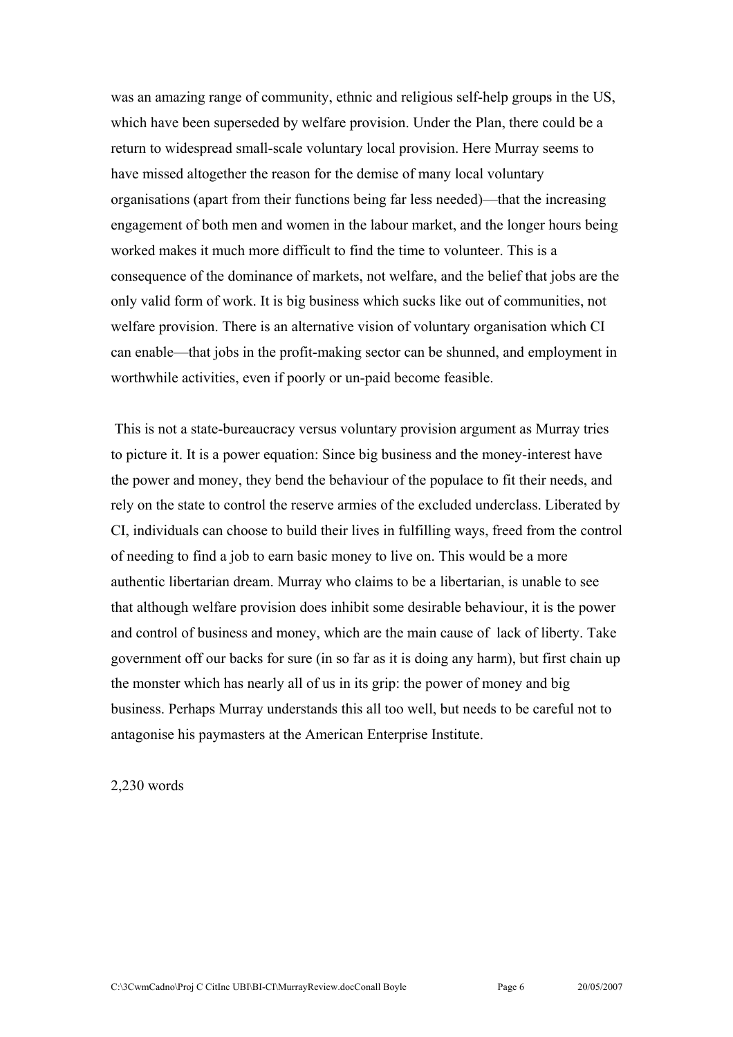was an amazing range of community, ethnic and religious self-help groups in the US, which have been superseded by welfare provision. Under the Plan, there could be a return to widespread small-scale voluntary local provision. Here Murray seems to have missed altogether the reason for the demise of many local voluntary organisations (apart from their functions being far less needed)—that the increasing engagement of both men and women in the labour market, and the longer hours being worked makes it much more difficult to find the time to volunteer. This is a consequence of the dominance of markets, not welfare, and the belief that jobs are the only valid form of work. It is big business which sucks like out of communities, not welfare provision. There is an alternative vision of voluntary organisation which CI can enable—that jobs in the profit-making sector can be shunned, and employment in worthwhile activities, even if poorly or un-paid become feasible.

This is not a state-bureaucracy versus voluntary provision argument as Murray tries to picture it. It is a power equation: Since big business and the money-interest have the power and money, they bend the behaviour of the populace to fit their needs, and rely on the state to control the reserve armies of the excluded underclass. Liberated by CI, individuals can choose to build their lives in fulfilling ways, freed from the control of needing to find a job to earn basic money to live on. This would be a more authentic libertarian dream. Murray who claims to be a libertarian, is unable to see that although welfare provision does inhibit some desirable behaviour, it is the power and control of business and money, which are the main cause of lack of liberty. Take government off our backs for sure (in so far as it is doing any harm), but first chain up the monster which has nearly all of us in its grip: the power of money and big business. Perhaps Murray understands this all too well, but needs to be careful not to antagonise his paymasters at the American Enterprise Institute.

2,230 words